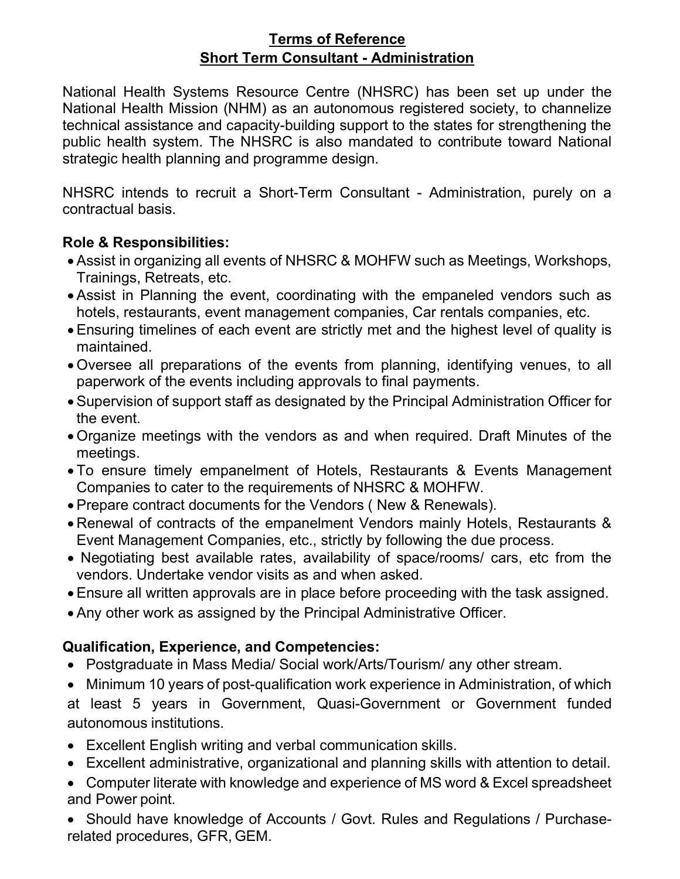# Terms of Reference
## Short Term Consultant - Administration

National Health Systems Resource Centre (NHSRC) has been set up under the National Health Mission (NHM) as an autonomous registered society, to channelize technical assistance and capacity-building support to the states for strengthening the public health system. The NHSRC is also mandated to contribute toward National strategic health planning and programme design.

NHSRC intends to recruit a Short-Term Consultant - Administration, purely on a contractual basis.

**Role & Responsibilities:**

- Assist in organizing all events of NHSRC & MOHFW such as Meetings, Workshops, Trainings, Retreats, etc.
- Assist in Planning the event, coordinating with the empaneled vendors such as hotels, restaurants, event management companies, Car rentals companies, etc.
- Ensuring timelines of each event are strictly met and the highest level of quality is maintained.
- Oversee all preparations of the events from planning, identifying venues, to all paperwork of the events including approvals to final payments.
- Supervision of support staff as designated by the Principal Administration Officer for the event.
- Organize meetings with the vendors as and when required. Draft Minutes of the meetings.
- To ensure timely empanelment of Hotels, Restaurants & Events Management Companies to cater to the requirements of NHSRC & MOHFW.
- Prepare contract documents for the Vendors ( New & Renewals).
- Renewal of contracts of the empanelment Vendors mainly Hotels, Restaurants & Event Management Companies, etc., strictly by following the due process.
- Negotiating best available rates, availability of space/rooms/ cars, etc from the vendors. Undertake vendor visits as and when asked.
- Ensure all written approvals are in place before proceeding with the task assigned.
- Any other work as assigned by the Principal Administrative Officer.

**Qualification, Experience, and Competencies:**

- Postgraduate in Mass Media/ Social work/Arts/Tourism/ any other stream.
- Minimum 10 years of post-qualification work experience in Administration, of which at least 5 years in Government, Quasi-Government or Government funded autonomous institutions.
- Excellent English writing and verbal communication skills.
- Excellent administrative, organizational and planning skills with attention to detail.
- Computer literate with knowledge and experience of MS word & Excel spreadsheet and Power point.
- Should have knowledge of Accounts / Govt. Rules and Regulations / Purchase-related procedures, GFR, GEM.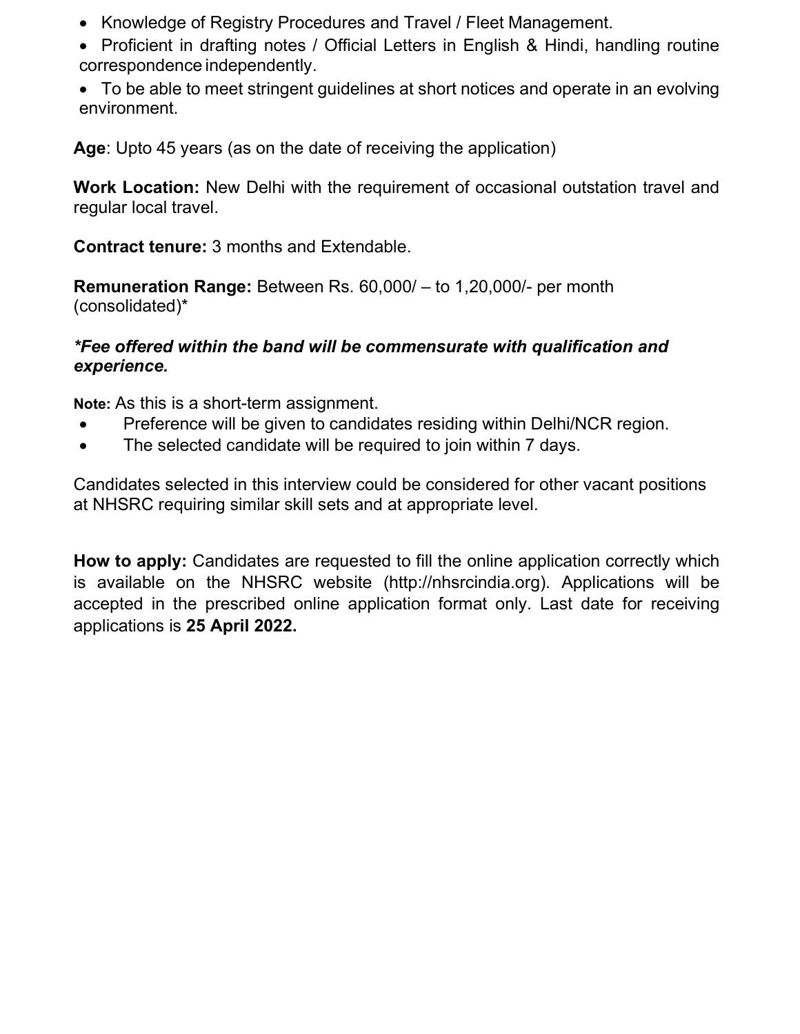- Knowledge of Registry Procedures and Travel / Fleet Management.
- Proficient in drafting notes / Official Letters in English & Hindi, handling routine correspondence independently.
- To be able to meet stringent guidelines at short notices and operate in an evolving environment.

**Age**: Upto 45 years (as on the date of receiving the application)

**Work Location:** New Delhi with the requirement of occasional outstation travel and regular local travel.

**Contract tenure:** 3 months and Extendable.

**Remuneration Range:** Between Rs. 60,000/ – to 1,20,000/- per month (consolidated)*

***Fee offered within the band will be commensurate with qualification and experience.***

**Note:** As this is a short-term assignment.

- Preference will be given to candidates residing within Delhi/NCR region.
- The selected candidate will be required to join within 7 days.

Candidates selected in this interview could be considered for other vacant positions at NHSRC requiring similar skill sets and at appropriate level.

**How to apply:** Candidates are requested to fill the online application correctly which is available on the NHSRC website (http://nhsrcindia.org). Applications will be accepted in the prescribed online application format only. Last date for receiving applications is **25 April 2022.**